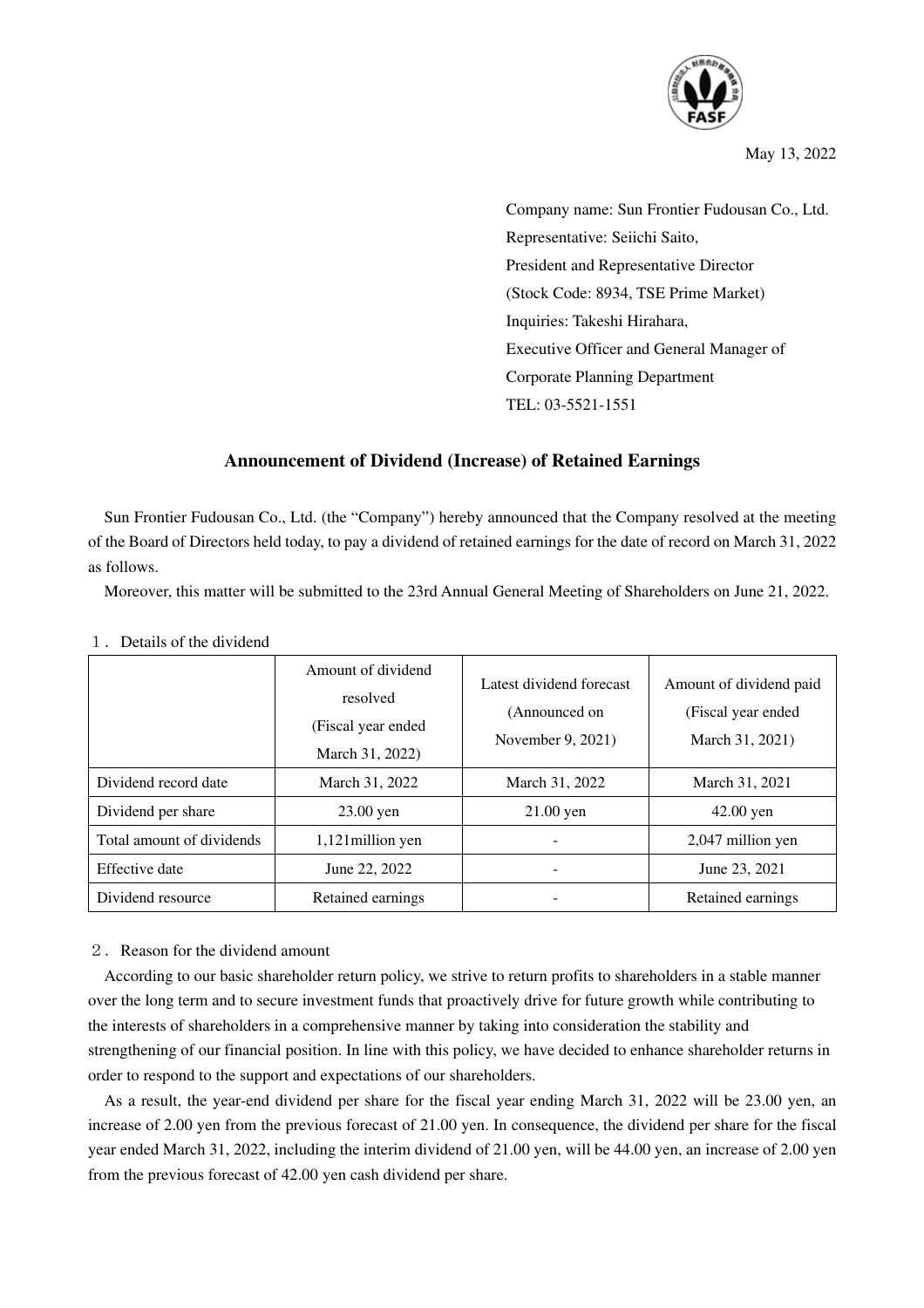May 13, 2022

Company name: Sun Frontier Fudousan Co., Ltd.
Representative: Seiichi Saito,
President and Representative Director
(Stock Code: 8934, TSE Prime Market)
Inquiries: Takeshi Hirahara,
Executive Officer and General Manager of
Corporate Planning Department
TEL: 03-5521-1551

# Announcement of Dividend (Increase) of Retained Earnings

Sun Frontier Fudousan Co., Ltd. (the "Company") hereby announced that the Company resolved at the meeting of the Board of Directors held today, to pay a dividend of retained earnings for the date of record on March 31, 2022 as follows.

Moreover, this matter will be submitted to the 23rd Annual General Meeting of Shareholders on June 21, 2022.

１．Details of the dividend

| | Amount of dividend resolved (Fiscal year ended March 31, 2022) | Latest dividend forecast (Announced on November 9, 2021) | Amount of dividend paid (Fiscal year ended March 31, 2021) |
|---|---|---|---|
| Dividend record date | March 31, 2022 | March 31, 2022 | March 31, 2021 |
| Dividend per share | 23.00 yen | 21.00 yen | 42.00 yen |
| Total amount of dividends | 1,121million yen | - | 2,047 million yen |
| Effective date | June 22, 2022 | - | June 23, 2021 |
| Dividend resource | Retained earnings | - | Retained earnings |

２．Reason for the dividend amount

According to our basic shareholder return policy, we strive to return profits to shareholders in a stable manner over the long term and to secure investment funds that proactively drive for future growth while contributing to the interests of shareholders in a comprehensive manner by taking into consideration the stability and strengthening of our financial position. In line with this policy, we have decided to enhance shareholder returns in order to respond to the support and expectations of our shareholders.

As a result, the year-end dividend per share for the fiscal year ending March 31, 2022 will be 23.00 yen, an increase of 2.00 yen from the previous forecast of 21.00 yen. In consequence, the dividend per share for the fiscal year ended March 31, 2022, including the interim dividend of 21.00 yen, will be 44.00 yen, an increase of 2.00 yen from the previous forecast of 42.00 yen cash dividend per share.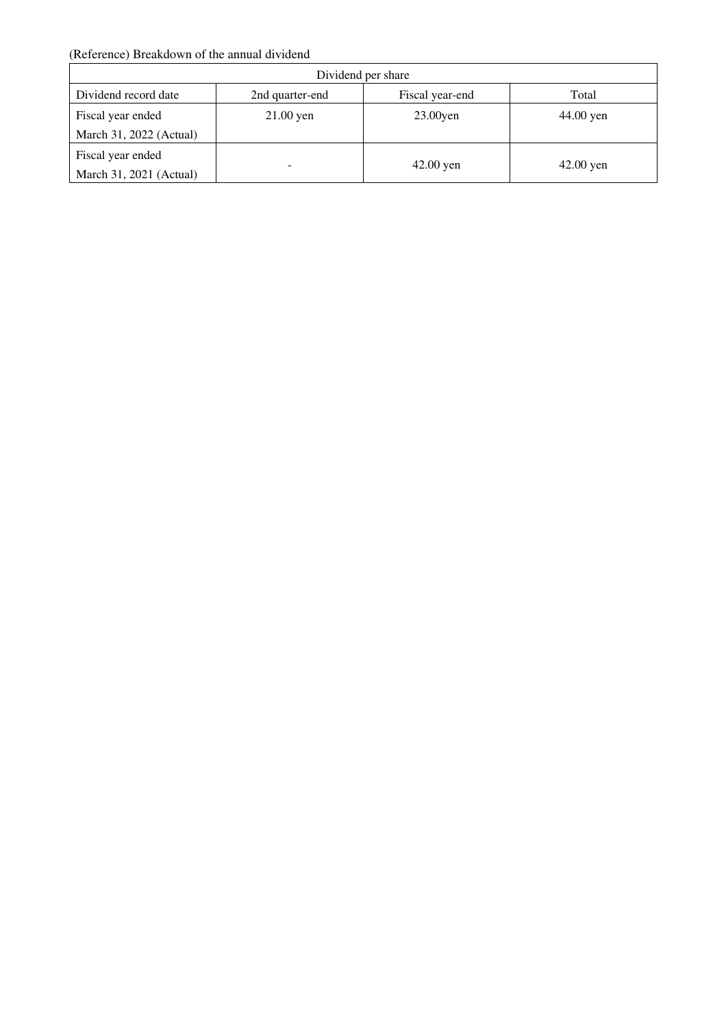(Reference) Breakdown of the annual dividend

| Dividend per share | | | |
|---|---|---|---|
| Dividend record date | 2nd quarter-end | Fiscal year-end | Total |
| Fiscal year ended March 31, 2022 (Actual) | 21.00 yen | 23.00yen | 44.00 yen |
| Fiscal year ended March 31, 2021 (Actual) | - | 42.00 yen | 42.00 yen |